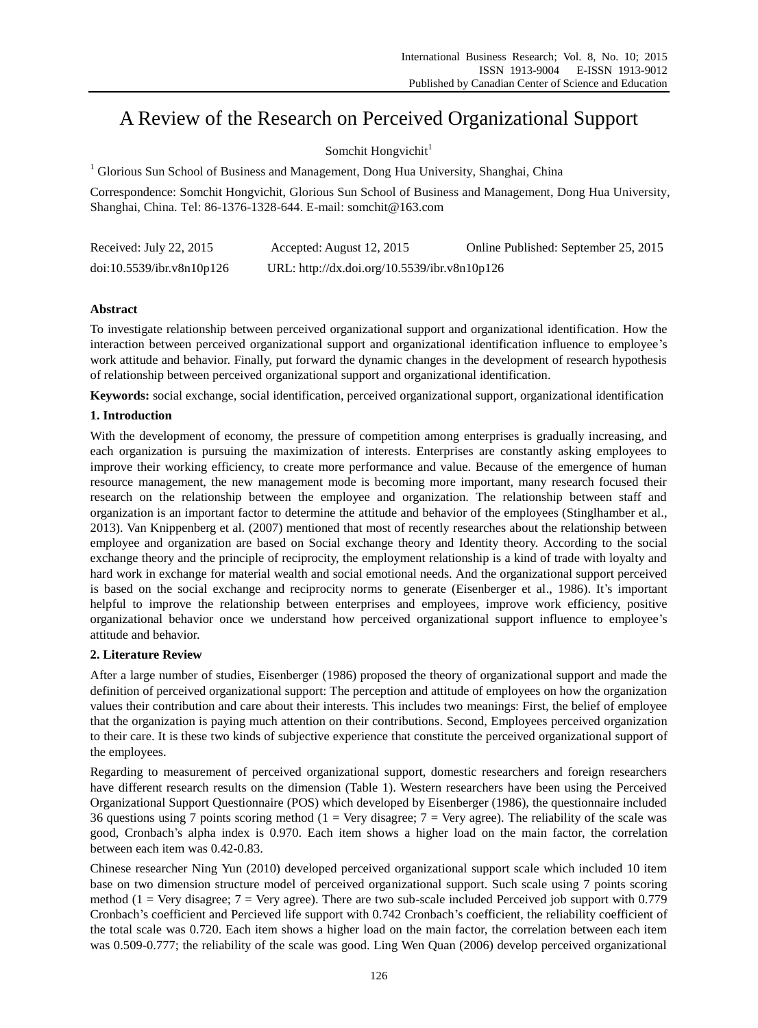# A Review of the Research on Perceived Organizational Support

Somchit Hongvichit[1]

[1] Glorious Sun School of Business and Management, Dong Hua University, Shanghai, China

Correspondence: Somchit Hongvichit, Glorious Sun School of Business and Management, Dong Hua University, Shanghai, China. Tel: 86-1376-1328-644. E-mail: somchit@163.com

| Received: July 22, 2015 | Accepted: August 12, 2015 | Online Published: September 25, 2015 |
|---|---|---|
| doi:10.5539/ibr.v8n10p126 | URL: http://dx.doi.org/10.5539/ibr.v8n10p126 | |

## Abstract

To investigate relationship between perceived organizational support and organizational identification. How the interaction between perceived organizational support and organizational identification influence to employee's work attitude and behavior. Finally, put forward the dynamic changes in the development of research hypothesis of relationship between perceived organizational support and organizational identification.

**Keywords:** social exchange, social identification, perceived organizational support, organizational identification

## 1. Introduction

With the development of economy, the pressure of competition among enterprises is gradually increasing, and each organization is pursuing the maximization of interests. Enterprises are constantly asking employees to improve their working efficiency, to create more performance and value. Because of the emergence of human resource management, the new management mode is becoming more important, many research focused their research on the relationship between the employee and organization. The relationship between staff and organization is an important factor to determine the attitude and behavior of the employees (Stinglhamber et al., 2013). Van Knippenberg et al. (2007) mentioned that most of recently researches about the relationship between employee and organization are based on Social exchange theory and Identity theory. According to the social exchange theory and the principle of reciprocity, the employment relationship is a kind of trade with loyalty and hard work in exchange for material wealth and social emotional needs. And the organizational support perceived is based on the social exchange and reciprocity norms to generate (Eisenberger et al., 1986). It's important helpful to improve the relationship between enterprises and employees, improve work efficiency, positive organizational behavior once we understand how perceived organizational support influence to employee's attitude and behavior.

## 2. Literature Review

After a large number of studies, Eisenberger (1986) proposed the theory of organizational support and made the definition of perceived organizational support: The perception and attitude of employees on how the organization values their contribution and care about their interests. This includes two meanings: First, the belief of employee that the organization is paying much attention on their contributions. Second, Employees perceived organization to their care. It is these two kinds of subjective experience that constitute the perceived organizational support of the employees.

Regarding to measurement of perceived organizational support, domestic researchers and foreign researchers have different research results on the dimension (Table 1). Western researchers have been using the Perceived Organizational Support Questionnaire (POS) which developed by Eisenberger (1986), the questionnaire included 36 questions using 7 points scoring method (1 = Very disagree; 7 = Very agree). The reliability of the scale was good, Cronbach's alpha index is 0.970. Each item shows a higher load on the main factor, the correlation between each item was 0.42-0.83.

Chinese researcher Ning Yun (2010) developed perceived organizational support scale which included 10 item base on two dimension structure model of perceived organizational support. Such scale using 7 points scoring method (1 = Very disagree; 7 = Very agree). There are two sub-scale included Perceived job support with 0.779 Cronbach's coefficient and Percieved life support with 0.742 Cronbach's coefficient, the reliability coefficient of the total scale was 0.720. Each item shows a higher load on the main factor, the correlation between each item was 0.509-0.777; the reliability of the scale was good. Ling Wen Quan (2006) develop perceived organizational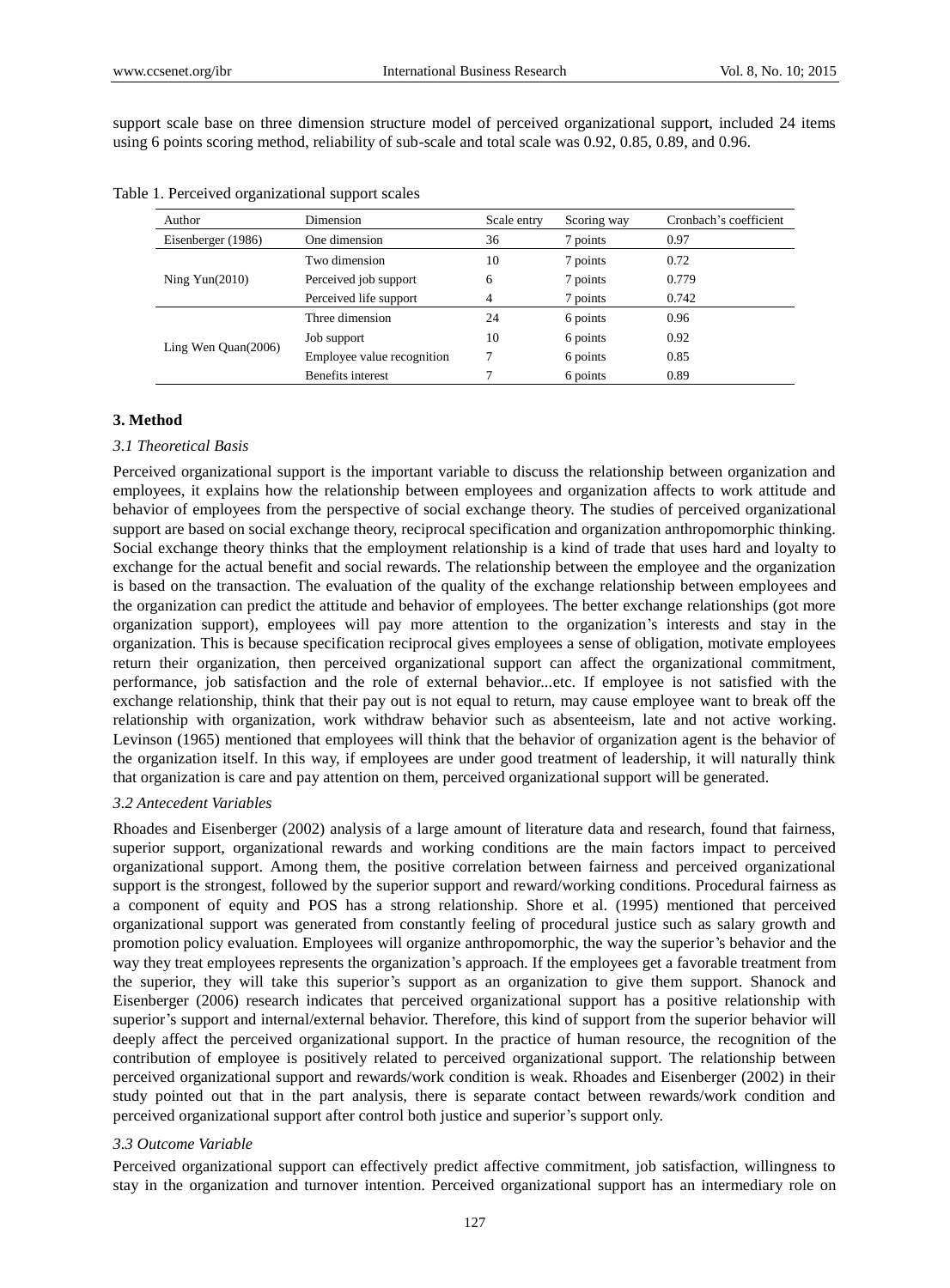support scale base on three dimension structure model of perceived organizational support, included 24 items using 6 points scoring method, reliability of sub-scale and total scale was 0.92, 0.85, 0.89, and 0.96.

Table 1. Perceived organizational support scales

| Author | Dimension | Scale entry | Scoring way | Cronbach's coefficient |
|---|---|---|---|---|
| Eisenberger (1986) | One dimension | 36 | 7 points | 0.97 |
| Ning Yun(2010) | Two dimension | 10 | 7 points | 0.72 |
| | Perceived job support | 6 | 7 points | 0.779 |
| | Perceived life support | 4 | 7 points | 0.742 |
| Ling Wen Quan(2006) | Three dimension | 24 | 6 points | 0.96 |
| | Job support | 10 | 6 points | 0.92 |
| | Employee value recognition | 7 | 6 points | 0.85 |
| | Benefits interest | 7 | 6 points | 0.89 |

## 3. Method

### *3.1 Theoretical Basis*

Perceived organizational support is the important variable to discuss the relationship between organization and employees, it explains how the relationship between employees and organization affects to work attitude and behavior of employees from the perspective of social exchange theory. The studies of perceived organizational support are based on social exchange theory, reciprocal specification and organization anthropomorphic thinking. Social exchange theory thinks that the employment relationship is a kind of trade that uses hard and loyalty to exchange for the actual benefit and social rewards. The relationship between the employee and the organization is based on the transaction. The evaluation of the quality of the exchange relationship between employees and the organization can predict the attitude and behavior of employees. The better exchange relationships (got more organization support), employees will pay more attention to the organization's interests and stay in the organization. This is because specification reciprocal gives employees a sense of obligation, motivate employees return their organization, then perceived organizational support can affect the organizational commitment, performance, job satisfaction and the role of external behavior...etc. If employee is not satisfied with the exchange relationship, think that their pay out is not equal to return, may cause employee want to break off the relationship with organization, work withdraw behavior such as absenteeism, late and not active working. Levinson (1965) mentioned that employees will think that the behavior of organization agent is the behavior of the organization itself. In this way, if employees are under good treatment of leadership, it will naturally think that organization is care and pay attention on them, perceived organizational support will be generated.

### *3.2 Antecedent Variables*

Rhoades and Eisenberger (2002) analysis of a large amount of literature data and research, found that fairness, superior support, organizational rewards and working conditions are the main factors impact to perceived organizational support. Among them, the positive correlation between fairness and perceived organizational support is the strongest, followed by the superior support and reward/working conditions. Procedural fairness as a component of equity and POS has a strong relationship. Shore et al. (1995) mentioned that perceived organizational support was generated from constantly feeling of procedural justice such as salary growth and promotion policy evaluation. Employees will organize anthropomorphic, the way the superior's behavior and the way they treat employees represents the organization's approach. If the employees get a favorable treatment from the superior, they will take this superior's support as an organization to give them support. Shanock and Eisenberger (2006) research indicates that perceived organizational support has a positive relationship with superior's support and internal/external behavior. Therefore, this kind of support from the superior behavior will deeply affect the perceived organizational support. In the practice of human resource, the recognition of the contribution of employee is positively related to perceived organizational support. The relationship between perceived organizational support and rewards/work condition is weak. Rhoades and Eisenberger (2002) in their study pointed out that in the part analysis, there is separate contact between rewards/work condition and perceived organizational support after control both justice and superior's support only.

### *3.3 Outcome Variable*

Perceived organizational support can effectively predict affective commitment, job satisfaction, willingness to stay in the organization and turnover intention. Perceived organizational support has an intermediary role on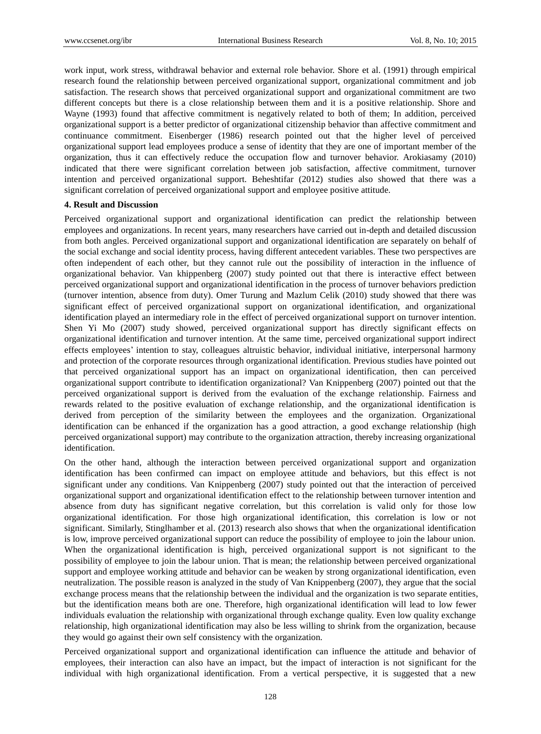work input, work stress, withdrawal behavior and external role behavior. Shore et al. (1991) through empirical research found the relationship between perceived organizational support, organizational commitment and job satisfaction. The research shows that perceived organizational support and organizational commitment are two different concepts but there is a close relationship between them and it is a positive relationship. Shore and Wayne (1993) found that affective commitment is negatively related to both of them; In addition, perceived organizational support is a better predictor of organizational citizenship behavior than affective commitment and continuance commitment. Eisenberger (1986) research pointed out that the higher level of perceived organizational support lead employees produce a sense of identity that they are one of important member of the organization, thus it can effectively reduce the occupation flow and turnover behavior. Arokiasamy (2010) indicated that there were significant correlation between job satisfaction, affective commitment, turnover intention and perceived organizational support. Beheshtifar (2012) studies also showed that there was a significant correlation of perceived organizational support and employee positive attitude.

**4. Result and Discussion**

Perceived organizational support and organizational identification can predict the relationship between employees and organizations. In recent years, many researchers have carried out in-depth and detailed discussion from both angles. Perceived organizational support and organizational identification are separately on behalf of the social exchange and social identity process, having different antecedent variables. These two perspectives are often independent of each other, but they cannot rule out the possibility of interaction in the influence of organizational behavior. Van khippenberg (2007) study pointed out that there is interactive effect between perceived organizational support and organizational identification in the process of turnover behaviors prediction (turnover intention, absence from duty). Omer Turung and Mazlum Celik (2010) study showed that there was significant effect of perceived organizational support on organizational identification, and organizational identification played an intermediary role in the effect of perceived organizational support on turnover intention. Shen Yi Mo (2007) study showed, perceived organizational support has directly significant effects on organizational identification and turnover intention. At the same time, perceived organizational support indirect effects employees' intention to stay, colleagues altruistic behavior, individual initiative, interpersonal harmony and protection of the corporate resources through organizational identification. Previous studies have pointed out that perceived organizational support has an impact on organizational identification, then can perceived organizational support contribute to identification organizational? Van Knippenberg (2007) pointed out that the perceived organizational support is derived from the evaluation of the exchange relationship. Fairness and rewards related to the positive evaluation of exchange relationship, and the organizational identification is derived from perception of the similarity between the employees and the organization. Organizational identification can be enhanced if the organization has a good attraction, a good exchange relationship (high perceived organizational support) may contribute to the organization attraction, thereby increasing organizational identification.

On the other hand, although the interaction between perceived organizational support and organization identification has been confirmed can impact on employee attitude and behaviors, but this effect is not significant under any conditions. Van Knippenberg (2007) study pointed out that the interaction of perceived organizational support and organizational identification effect to the relationship between turnover intention and absence from duty has significant negative correlation, but this correlation is valid only for those low organizational identification. For those high organizational identification, this correlation is low or not significant. Similarly, Stinglhamber et al. (2013) research also shows that when the organizational identification is low, improve perceived organizational support can reduce the possibility of employee to join the labour union. When the organizational identification is high, perceived organizational support is not significant to the possibility of employee to join the labour union. That is mean; the relationship between perceived organizational support and employee working attitude and behavior can be weaken by strong organizational identification, even neutralization. The possible reason is analyzed in the study of Van Knippenberg (2007), they argue that the social exchange process means that the relationship between the individual and the organization is two separate entities, but the identification means both are one. Therefore, high organizational identification will lead to low fewer individuals evaluation the relationship with organizational through exchange quality. Even low quality exchange relationship, high organizational identification may also be less willing to shrink from the organization, because they would go against their own self consistency with the organization.

Perceived organizational support and organizational identification can influence the attitude and behavior of employees, their interaction can also have an impact, but the impact of interaction is not significant for the individual with high organizational identification. From a vertical perspective, it is suggested that a new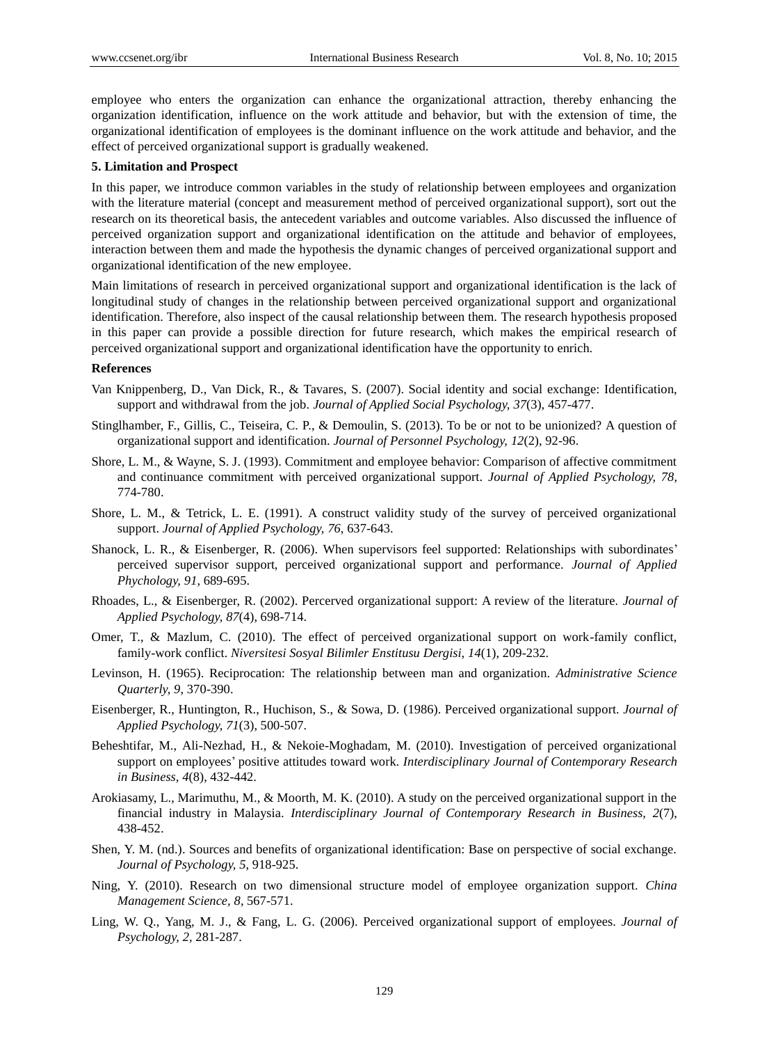employee who enters the organization can enhance the organizational attraction, thereby enhancing the organization identification, influence on the work attitude and behavior, but with the extension of time, the organizational identification of employees is the dominant influence on the work attitude and behavior, and the effect of perceived organizational support is gradually weakened.

**5. Limitation and Prospect**

In this paper, we introduce common variables in the study of relationship between employees and organization with the literature material (concept and measurement method of perceived organizational support), sort out the research on its theoretical basis, the antecedent variables and outcome variables. Also discussed the influence of perceived organization support and organizational identification on the attitude and behavior of employees, interaction between them and made the hypothesis the dynamic changes of perceived organizational support and organizational identification of the new employee.

Main limitations of research in perceived organizational support and organizational identification is the lack of longitudinal study of changes in the relationship between perceived organizational support and organizational identification. Therefore, also inspect of the causal relationship between them. The research hypothesis proposed in this paper can provide a possible direction for future research, which makes the empirical research of perceived organizational support and organizational identification have the opportunity to enrich.

**References**

Van Knippenberg, D., Van Dick, R., & Tavares, S. (2007). Social identity and social exchange: Identification, support and withdrawal from the job. *Journal of Applied Social Psychology, 37*(3), 457-477.

Stinglhamber, F., Gillis, C., Teiseira, C. P., & Demoulin, S. (2013). To be or not to be unionized? A question of organizational support and identification. *Journal of Personnel Psychology, 12*(2), 92-96.

Shore, L. M., & Wayne, S. J. (1993). Commitment and employee behavior: Comparison of affective commitment and continuance commitment with perceived organizational support. *Journal of Applied Psychology, 78*, 774-780.

Shore, L. M., & Tetrick, L. E. (1991). A construct validity study of the survey of perceived organizational support. *Journal of Applied Psychology, 76*, 637-643.

Shanock, L. R., & Eisenberger, R. (2006). When supervisors feel supported: Relationships with subordinates' perceived supervisor support, perceived organizational support and performance. *Journal of Applied Phychology, 91*, 689-695.

Rhoades, L., & Eisenberger, R. (2002). Percerved organizational support: A review of the literature. *Journal of Applied Psychology, 87*(4), 698-714.

Omer, T., & Mazlum, C. (2010). The effect of perceived organizational support on work-family conflict, family-work conflict. *Niversitesi Sosyal Bilimler Enstitusu Dergisi, 14*(1), 209-232.

Levinson, H. (1965). Reciprocation: The relationship between man and organization. *Administrative Science Quarterly, 9*, 370-390.

Eisenberger, R., Huntington, R., Huchison, S., & Sowa, D. (1986). Perceived organizational support. *Journal of Applied Psychology, 71*(3), 500-507.

Beheshtifar, M., Ali-Nezhad, H., & Nekoie-Moghadam, M. (2010). Investigation of perceived organizational support on employees' positive attitudes toward work. *Interdisciplinary Journal of Contemporary Research in Business, 4*(8), 432-442.

Arokiasamy, L., Marimuthu, M., & Moorth, M. K. (2010). A study on the perceived organizational support in the financial industry in Malaysia. *Interdisciplinary Journal of Contemporary Research in Business, 2*(7), 438-452.

Shen, Y. M. (nd.). Sources and benefits of organizational identification: Base on perspective of social exchange. *Journal of Psychology, 5*, 918-925.

Ning, Y. (2010). Research on two dimensional structure model of employee organization support. *China Management Science, 8*, 567-571.

Ling, W. Q., Yang, M. J., & Fang, L. G. (2006). Perceived organizational support of employees. *Journal of Psychology, 2*, 281-287.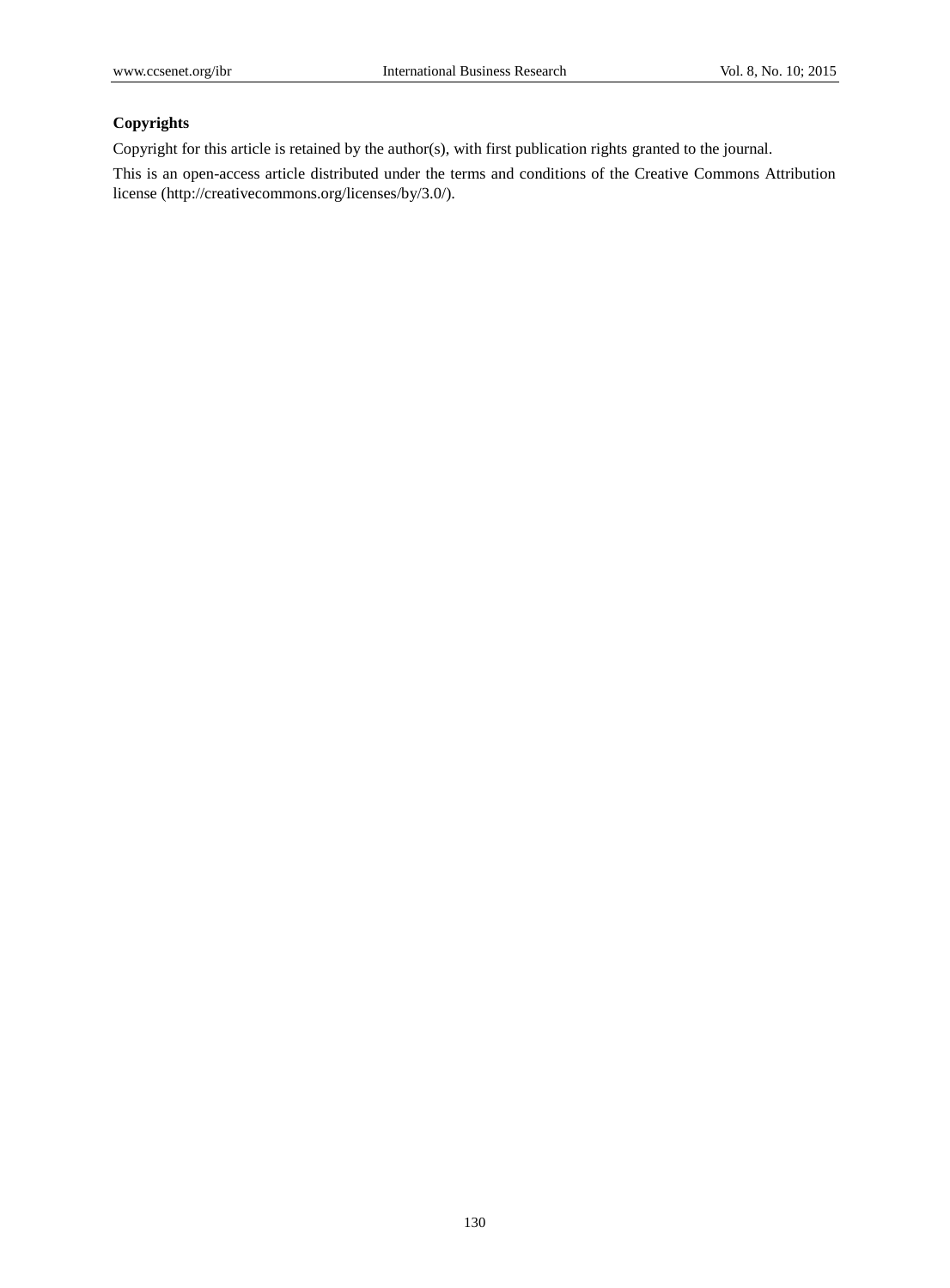**Copyrights**

Copyright for this article is retained by the author(s), with first publication rights granted to the journal.

This is an open-access article distributed under the terms and conditions of the Creative Commons Attribution license (http://creativecommons.org/licenses/by/3.0/).